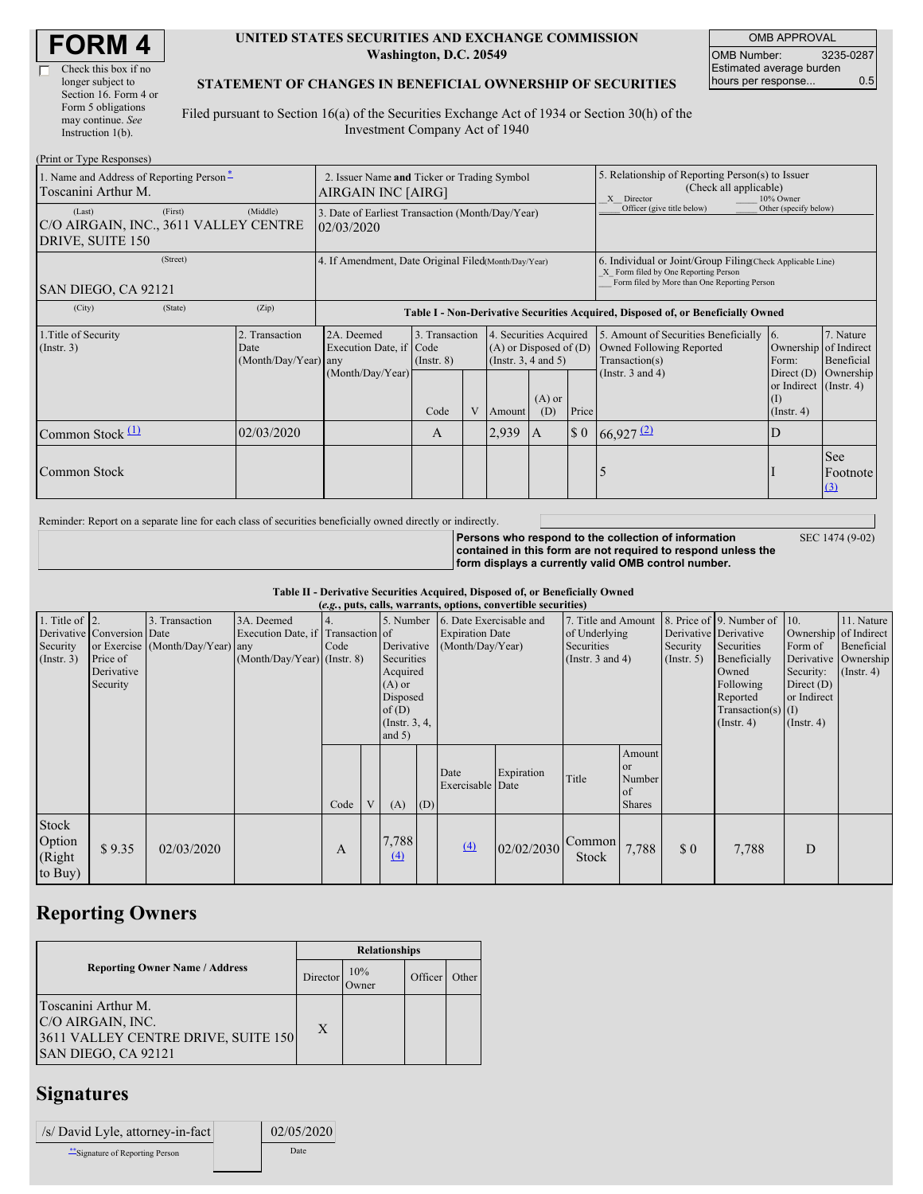# FORM 4

☐ Check this box if no longer subject to Section 16. Form 4 or Form 5 obligations may continue. *See* Instruction 1(b).

**UNITED STATES SECURITIES AND EXCHANGE COMMISSION**
**Washington, D.C. 20549**

**STATEMENT OF CHANGES IN BENEFICIAL OWNERSHIP OF SECURITIES**

Filed pursuant to Section 16(a) of the Securities Exchange Act of 1934 or Section 30(h) of the Investment Company Act of 1940

| OMB APPROVAL | |
|---|---|
| OMB Number: | 3235-0287 |
| Estimated average burden hours per response... | 0.5 |

(Print or Type Responses)

| | | |
|---|---|---|
| 1. Name and Address of Reporting Person*<br>Toscanini Arthur M.<br>(Last) (First) (Middle)<br>C/O AIRGAIN, INC., 3611 VALLEY CENTRE DRIVE, SUITE 150<br>(Street)<br>SAN DIEGO, CA 92121<br>(City) (State) (Zip) | 2. Issuer Name **and** Ticker or Trading Symbol<br>AIRGAIN INC [AIRG]<br>3. Date of Earliest Transaction (Month/Day/Year)<br>02/03/2020<br>4. If Amendment, Date Original Filed(Month/Day/Year) | 5. Relationship of Reporting Person(s) to Issuer (Check all applicable)<br>_X_ Director ___ 10% Owner<br>___ Officer (give title below) ___ Other (specify below)<br>6. Individual or Joint/Group Filing(Check Applicable Line)<br>_X_ Form filed by One Reporting Person<br>___ Form filed by More than One Reporting Person |

**Table I - Non-Derivative Securities Acquired, Disposed of, or Beneficially Owned**

| 1.Title of Security (Instr. 3) | 2. Transaction Date (Month/Day/Year) | 2A. Deemed Execution Date, if any (Month/Day/Year) | 3. Transaction Code (Instr. 8) | | 4. Securities Acquired (A) or Disposed of (D) (Instr. 3, 4 and 5) | | | 5. Amount of Securities Beneficially Owned Following Reported Transaction(s) (Instr. 3 and 4) | 6. Ownership Form: Direct (D) or Indirect (I) (Instr. 4) | 7. Nature of Indirect Beneficial Ownership (Instr. 4) |
|---|---|---|---|---|---|---|---|---|---|---|
| | | | Code | V | Amount | (A) or (D) | Price | | | |
| Common Stock (1) | 02/03/2020 | | A | | 2,939 | A | $ 0 | 66,927 (2) | D | |
| Common Stock | | | | | | | | 5 | I | See Footnote (3) |

Reminder: Report on a separate line for each class of securities beneficially owned directly or indirectly.

**Persons who respond to the collection of information contained in this form are not required to respond unless the form displays a currently valid OMB control number.** SEC 1474 (9-02)

**Table II - Derivative Securities Acquired, Disposed of, or Beneficially Owned**
**(*e.g.*, puts, calls, warrants, options, convertible securities)**

| 1. Title of Derivative Security (Instr. 3) | 2. Conversion or Exercise Price of Derivative Security | 3. Transaction Date (Month/Day/Year) | 3A. Deemed Execution Date, if any (Month/Day/Year) | 4. Transaction Code (Instr. 8) | | 5. Number of Derivative Securities Acquired (A) or Disposed of (D) (Instr. 3, 4, and 5) | | 6. Date Exercisable and Expiration Date (Month/Day/Year) | | 7. Title and Amount of Underlying Securities (Instr. 3 and 4) | | 8. Price of Derivative Security (Instr. 5) | 9. Number of Derivative Securities Beneficially Owned Following Reported Transaction(s) (Instr. 4) | 10. Ownership Form of Derivative Security: Direct (D) or Indirect (I) (Instr. 4) | 11. Nature of Indirect Beneficial Ownership (Instr. 4) |
|---|---|---|---|---|---|---|---|---|---|---|---|---|---|---|---|
| | | | | Code | V | (A) | (D) | Date Exercisable | Expiration Date | Title | Amount or Number of Shares | | | | |
| Stock Option (Right to Buy) | $ 9.35 | 02/03/2020 | | A | | 7,788 (4) | | (4) | 02/02/2030 | Common Stock | 7,788 | $ 0 | 7,788 | D | |

## Reporting Owners

| Reporting Owner Name / Address | Relationships | | | |
|---|---|---|---|---|
| | Director | 10% Owner | Officer | Other |
| Toscanini Arthur M.<br>C/O AIRGAIN, INC.<br>3611 VALLEY CENTRE DRIVE, SUITE 150<br>SAN DIEGO, CA 92121 | X | | | |

## Signatures

| | |
|---|---|
| /s/ David Lyle, attorney-in-fact | 02/05/2020 |
| **Signature of Reporting Person | Date |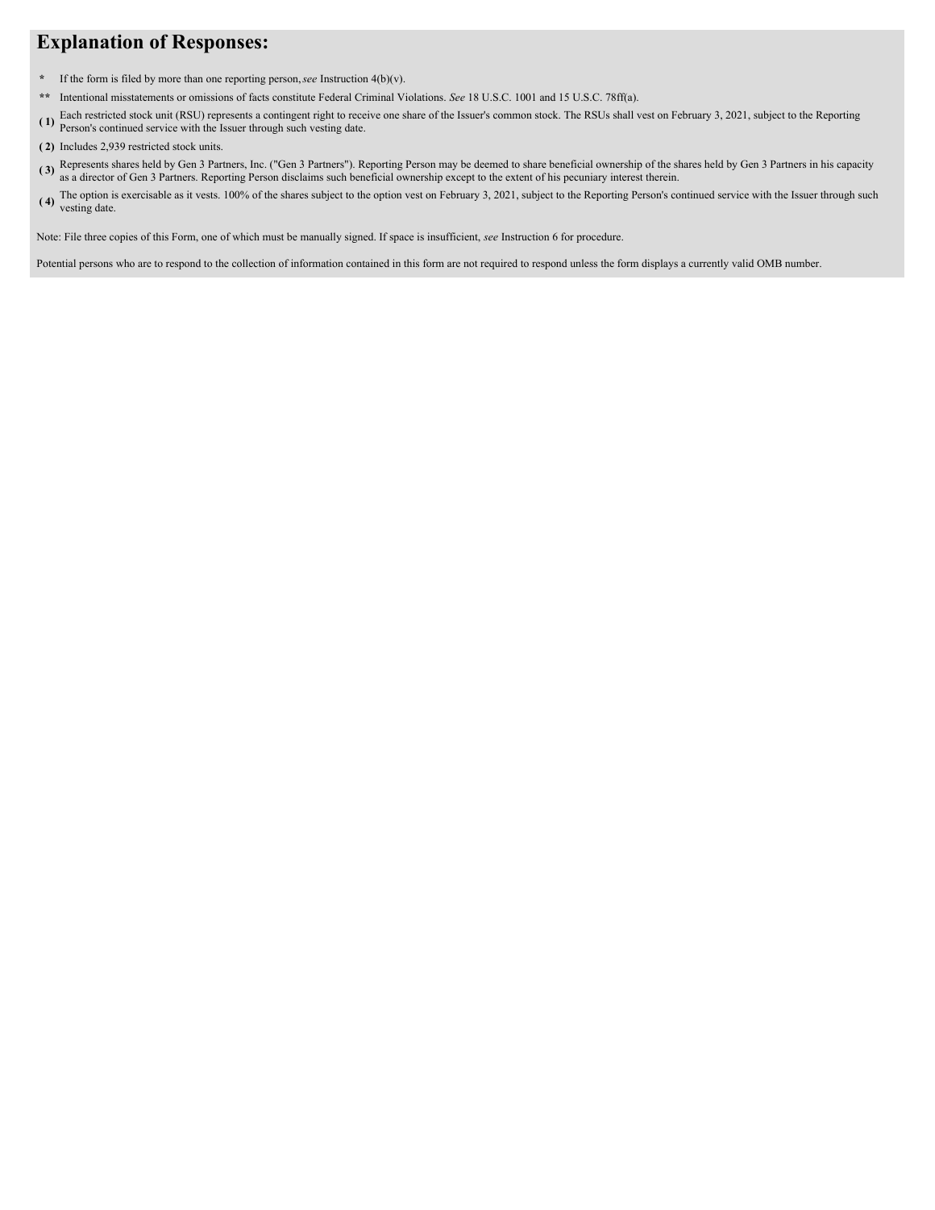## Explanation of Responses:

\* If the form is filed by more than one reporting person, *see* Instruction 4(b)(v).

\*\* Intentional misstatements or omissions of facts constitute Federal Criminal Violations. *See* 18 U.S.C. 1001 and 15 U.S.C. 78ff(a).

**( 1)** Each restricted stock unit (RSU) represents a contingent right to receive one share of the Issuer's common stock. The RSUs shall vest on February 3, 2021, subject to the Reporting Person's continued service with the Issuer through such vesting date.

**( 2)** Includes 2,939 restricted stock units.

**( 3)** Represents shares held by Gen 3 Partners, Inc. ("Gen 3 Partners"). Reporting Person may be deemed to share beneficial ownership of the shares held by Gen 3 Partners in his capacity as a director of Gen 3 Partners. Reporting Person disclaims such beneficial ownership except to the extent of his pecuniary interest therein.

**( 4)** The option is exercisable as it vests. 100% of the shares subject to the option vest on February 3, 2021, subject to the Reporting Person's continued service with the Issuer through such vesting date.

Note: File three copies of this Form, one of which must be manually signed. If space is insufficient, *see* Instruction 6 for procedure.

Potential persons who are to respond to the collection of information contained in this form are not required to respond unless the form displays a currently valid OMB number.